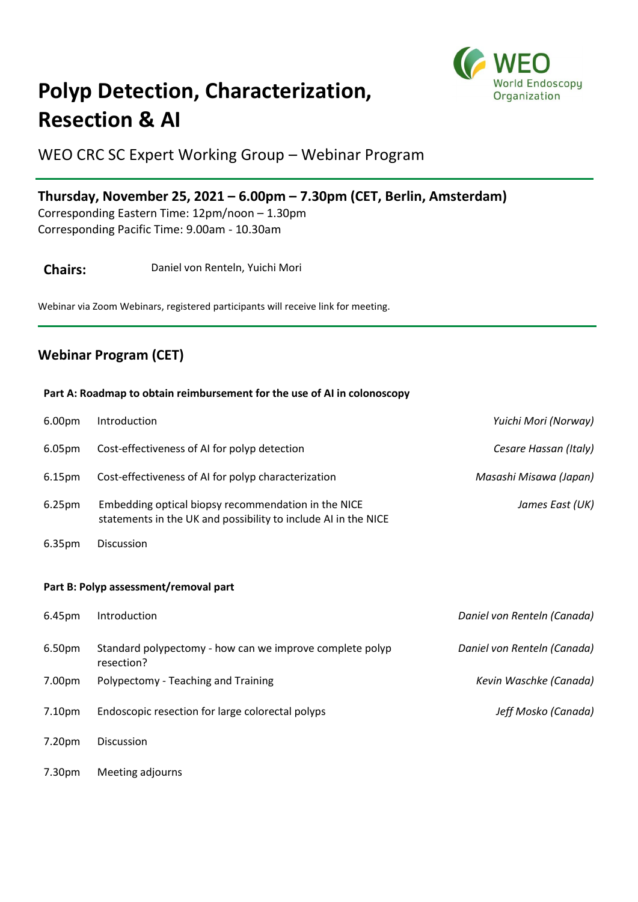# Polyp Detection, Characterization, Resection & AI

WEO World Endoscopy Organization

## WEO CRC SC Expert Working Group – Webinar Program

### Thursday, November 25, 2021 – 6.00pm – 7.30pm (CET, Berlin, Amsterdam)

Corresponding Eastern Time: 12pm/noon – 1.30pm
Corresponding Pacific Time: 9.00am - 10.30am

**Chairs:** Daniel von Renteln, Yuichi Mori

Webinar via Zoom Webinars, registered participants will receive link for meeting.

### Webinar Program (CET)

**Part A: Roadmap to obtain reimbursement for the use of AI in colonoscopy**

| Time | Topic | Speaker |
|---|---|---|
| 6.00pm | Introduction | *Yuichi Mori (Norway)* |
| 6.05pm | Cost-effectiveness of AI for polyp detection | *Cesare Hassan (Italy)* |
| 6.15pm | Cost-effectiveness of AI for polyp characterization | *Masashi Misawa (Japan)* |
| 6.25pm | Embedding optical biopsy recommendation in the NICE statements in the UK and possibility to include AI in the NICE | *James East (UK)* |
| 6.35pm | Discussion | |

**Part B: Polyp assessment/removal part**

| Time | Topic | Speaker |
|---|---|---|
| 6.45pm | Introduction | *Daniel von Renteln (Canada)* |
| 6.50pm | Standard polypectomy - how can we improve complete polyp resection? | *Daniel von Renteln (Canada)* |
| 7.00pm | Polypectomy - Teaching and Training | *Kevin Waschke (Canada)* |
| 7.10pm | Endoscopic resection for large colorectal polyps | *Jeff Mosko (Canada)* |
| 7.20pm | Discussion | |
| 7.30pm | Meeting adjourns | |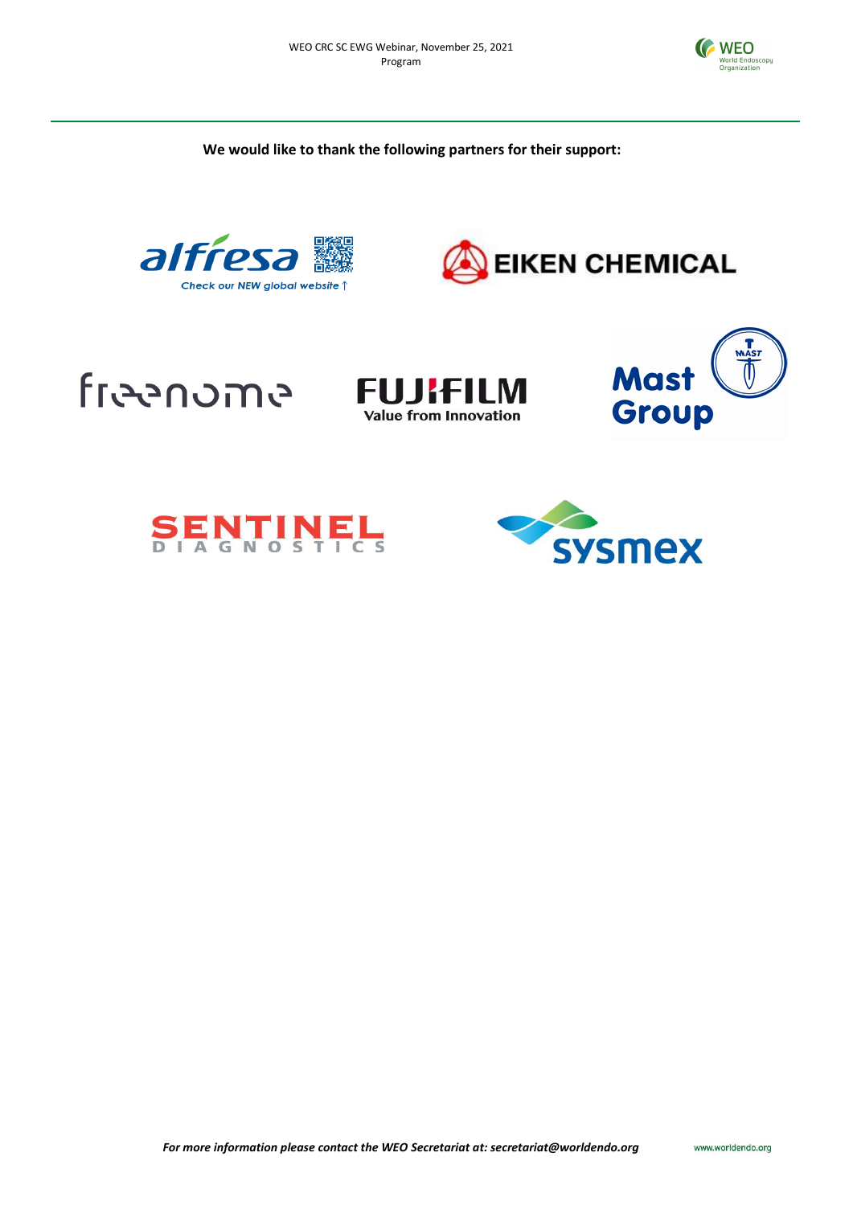**We would like to thank the following partners for their support:**

*For more information please contact the WEO Secretariat at: secretariat@worldendo.org*